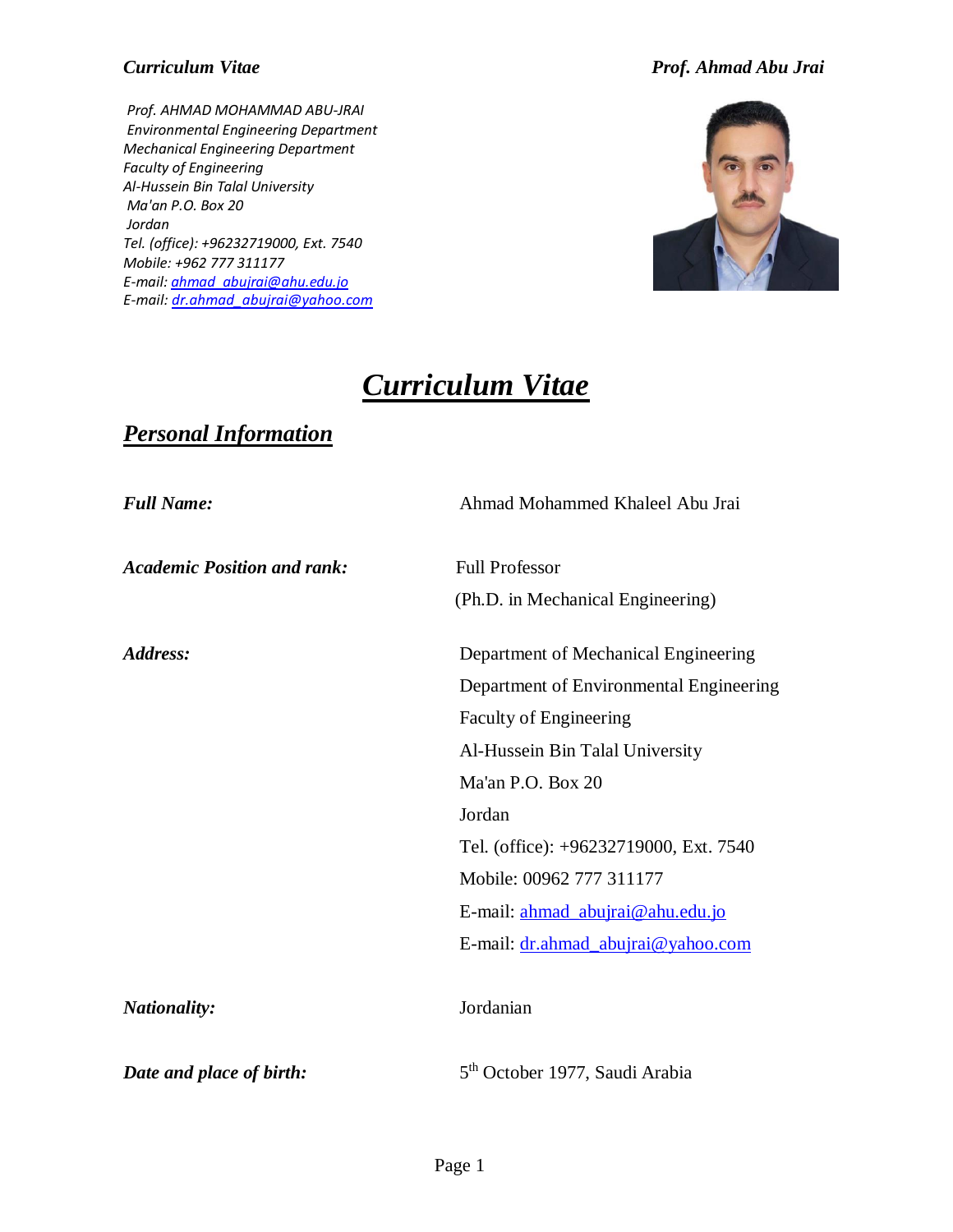*Prof. AHMAD MOHAMMAD ABU-JRAI*
*Environmental Engineering Department*
*Mechanical Engineering Department*
*Faculty of Engineering*
*Al-Hussein Bin Talal University*
*Ma'an P.O. Box 20*
*Jordan*
*Tel. (office): +96232719000, Ext. 7540*
*Mobile: +962 777 311177*
*E-mail: ahmad_abujrai@ahu.edu.jo*
*E-mail: dr.ahmad_abujrai@yahoo.com*

# *Curriculum Vitae*

## *Personal Information*

| | |
|---|---|
| ***Full Name:*** | Ahmad Mohammed Khaleel Abu Jrai |
| ***Academic Position and rank:*** | Full Professor<br>(Ph.D. in Mechanical Engineering) |
| ***Address:*** | Department of Mechanical Engineering<br>Department of Environmental Engineering<br>Faculty of Engineering<br>Al-Hussein Bin Talal University<br>Ma'an P.O. Box 20<br>Jordan<br>Tel. (office): +96232719000, Ext. 7540<br>Mobile: 00962 777 311177<br>E-mail: ahmad_abujrai@ahu.edu.jo<br>E-mail: dr.ahmad_abujrai@yahoo.com |
| ***Nationality:*** | Jordanian |
| ***Date and place of birth:*** | 5th October 1977, Saudi Arabia |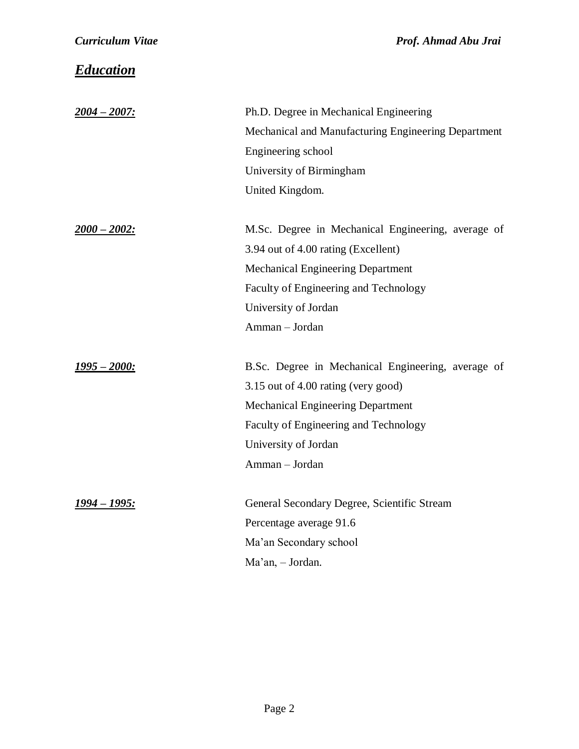## *Education*

***2004 – 2007:***

Ph.D. Degree in Mechanical Engineering
Mechanical and Manufacturing Engineering Department
Engineering school
University of Birmingham
United Kingdom.

***2000 – 2002:***

M.Sc. Degree in Mechanical Engineering, average of 3.94 out of 4.00 rating (Excellent)
Mechanical Engineering Department
Faculty of Engineering and Technology
University of Jordan
Amman – Jordan

***1995 – 2000:***

B.Sc. Degree in Mechanical Engineering, average of 3.15 out of 4.00 rating (very good)
Mechanical Engineering Department
Faculty of Engineering and Technology
University of Jordan
Amman – Jordan

***1994 – 1995:***

General Secondary Degree, Scientific Stream
Percentage average 91.6
Ma'an Secondary school
Ma'an, – Jordan.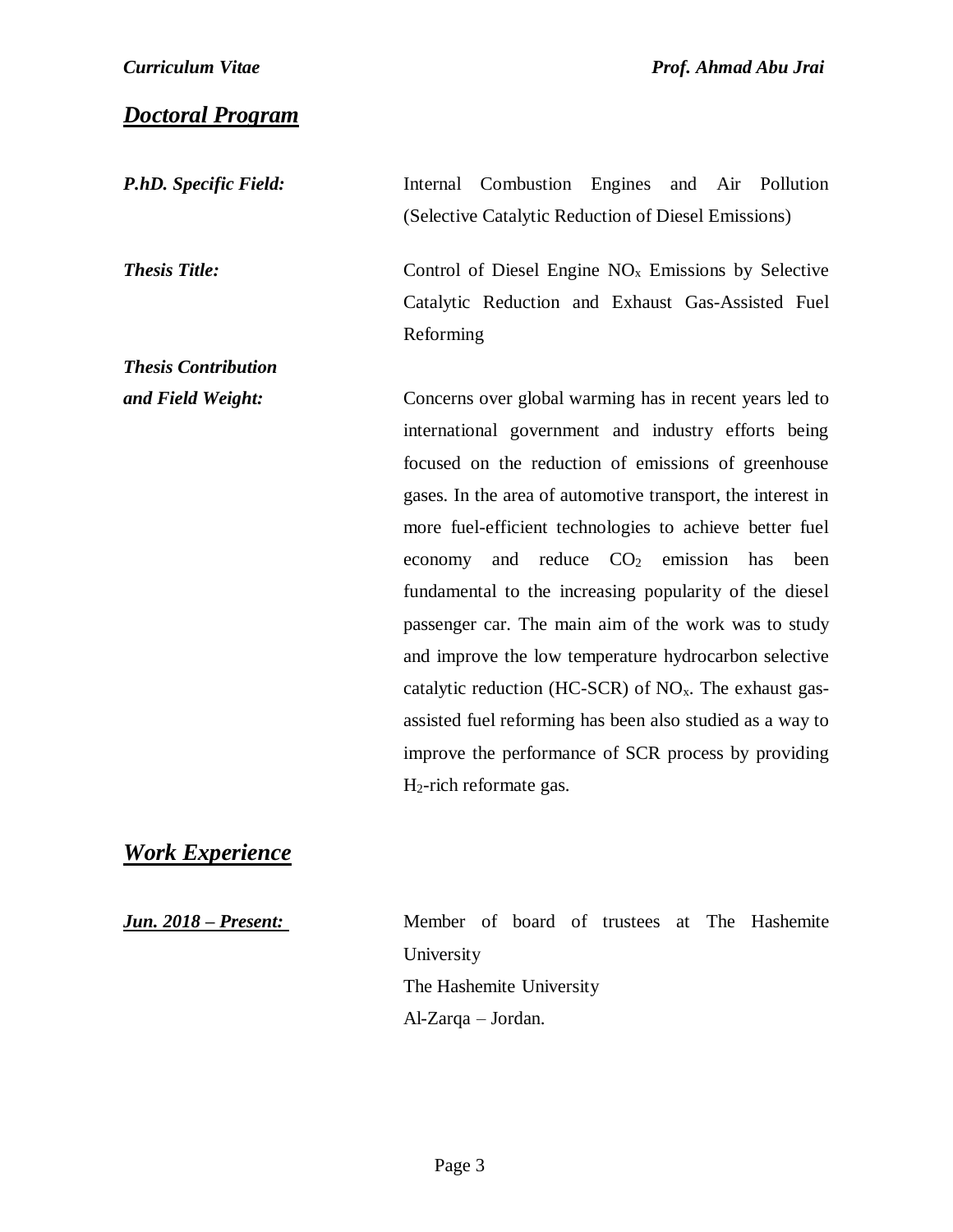## ***Doctoral Program***

***P.hD. Specific Field:*** Internal Combustion Engines and Air Pollution (Selective Catalytic Reduction of Diesel Emissions)

***Thesis Title:*** Control of Diesel Engine $NO_x$ Emissions by Selective Catalytic Reduction and Exhaust Gas-Assisted Fuel Reforming

***Thesis Contribution and Field Weight:*** Concerns over global warming has in recent years led to international government and industry efforts being focused on the reduction of emissions of greenhouse gases. In the area of automotive transport, the interest in more fuel-efficient technologies to achieve better fuel economy and reduce $CO_2$ emission has been fundamental to the increasing popularity of the diesel passenger car. The main aim of the work was to study and improve the low temperature hydrocarbon selective catalytic reduction (HC-SCR) of $NO_x$. The exhaust gas-assisted fuel reforming has been also studied as a way to improve the performance of SCR process by providing $H_2$-rich reformate gas.

## ***Work Experience***

***Jun. 2018 – Present:*** Member of board of trustees at The Hashemite University
The Hashemite University
Al-Zarqa – Jordan.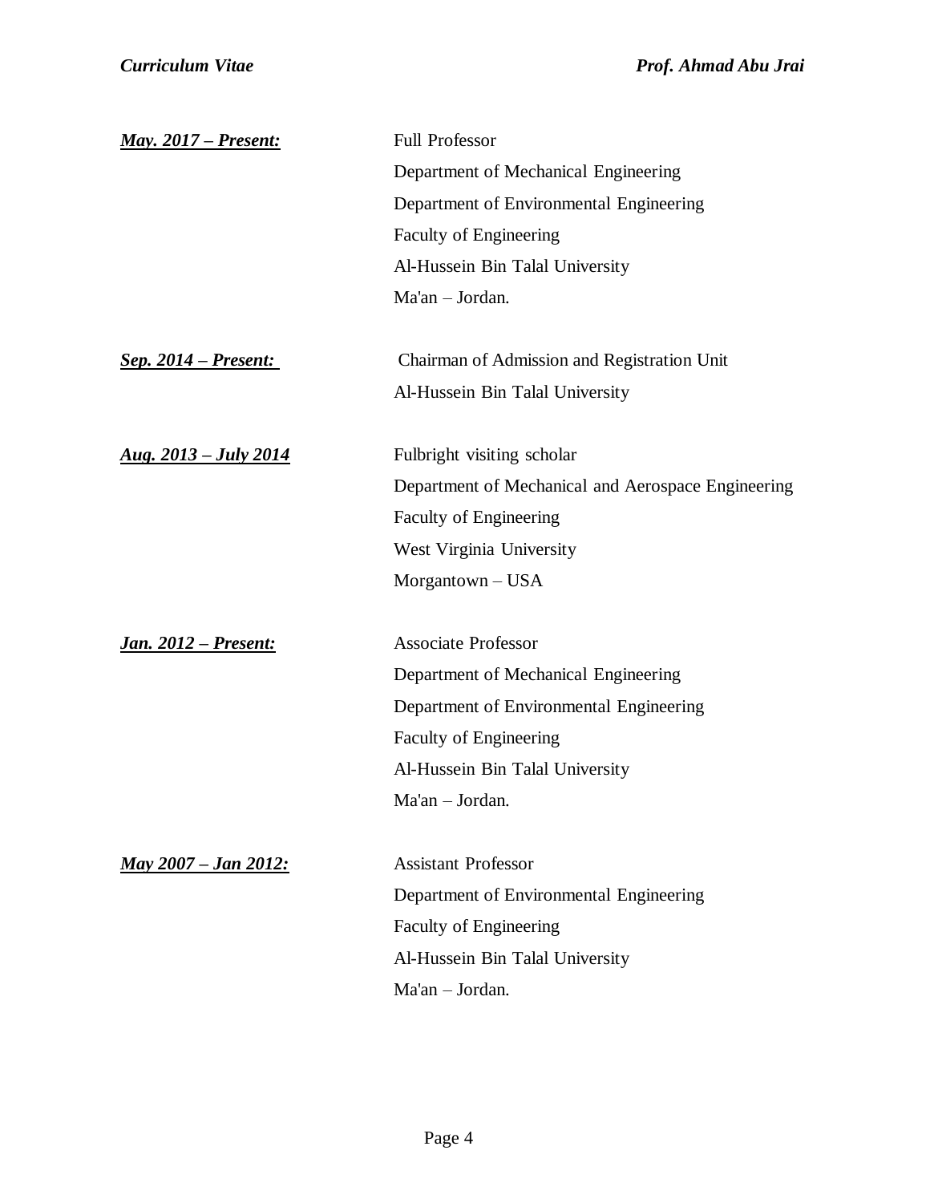***May. 2017 – Present:***

Full Professor
Department of Mechanical Engineering
Department of Environmental Engineering
Faculty of Engineering
Al-Hussein Bin Talal University
Ma'an – Jordan.

***Sep. 2014 – Present:***

Chairman of Admission and Registration Unit
Al-Hussein Bin Talal University

***Aug. 2013 – July 2014***

Fulbright visiting scholar
Department of Mechanical and Aerospace Engineering
Faculty of Engineering
West Virginia University
Morgantown – USA

***Jan. 2012 – Present:***

Associate Professor
Department of Mechanical Engineering
Department of Environmental Engineering
Faculty of Engineering
Al-Hussein Bin Talal University
Ma'an – Jordan.

***May 2007 – Jan 2012:***

Assistant Professor
Department of Environmental Engineering
Faculty of Engineering
Al-Hussein Bin Talal University
Ma'an – Jordan.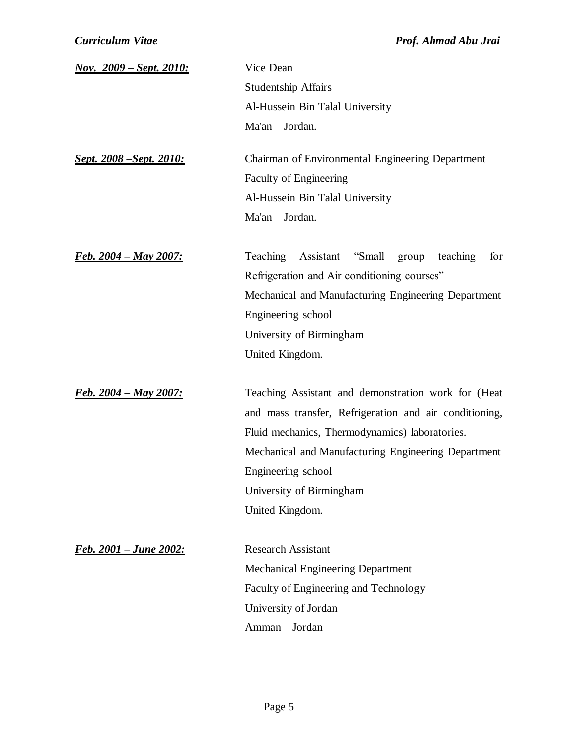***Nov. 2009 – Sept. 2010:***

Vice Dean
Studentship Affairs
Al-Hussein Bin Talal University
Ma'an – Jordan.

***Sept. 2008 –Sept. 2010:***

Chairman of Environmental Engineering Department
Faculty of Engineering
Al-Hussein Bin Talal University
Ma'an – Jordan.

***Feb. 2004 – May 2007:***

Teaching Assistant "Small group teaching for Refrigeration and Air conditioning courses"
Mechanical and Manufacturing Engineering Department
Engineering school
University of Birmingham
United Kingdom.

***Feb. 2004 – May 2007:***

Teaching Assistant and demonstration work for (Heat and mass transfer, Refrigeration and air conditioning, Fluid mechanics, Thermodynamics) laboratories.
Mechanical and Manufacturing Engineering Department
Engineering school
University of Birmingham
United Kingdom.

***Feb. 2001 – June 2002:***

Research Assistant
Mechanical Engineering Department
Faculty of Engineering and Technology
University of Jordan
Amman – Jordan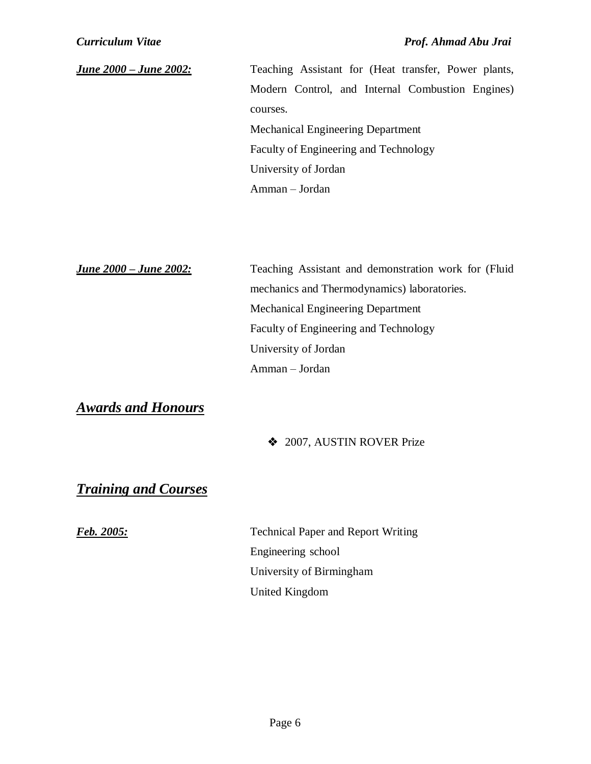***June 2000 – June 2002:***

Teaching Assistant for (Heat transfer, Power plants, Modern Control, and Internal Combustion Engines) courses.
Mechanical Engineering Department
Faculty of Engineering and Technology
University of Jordan
Amman – Jordan

***June 2000 – June 2002:***

Teaching Assistant and demonstration work for (Fluid mechanics and Thermodynamics) laboratories.
Mechanical Engineering Department
Faculty of Engineering and Technology
University of Jordan
Amman – Jordan

## ***Awards and Honours***

- 2007, AUSTIN ROVER Prize

## ***Training and Courses***

***Feb. 2005:***

Technical Paper and Report Writing
Engineering school
University of Birmingham
United Kingdom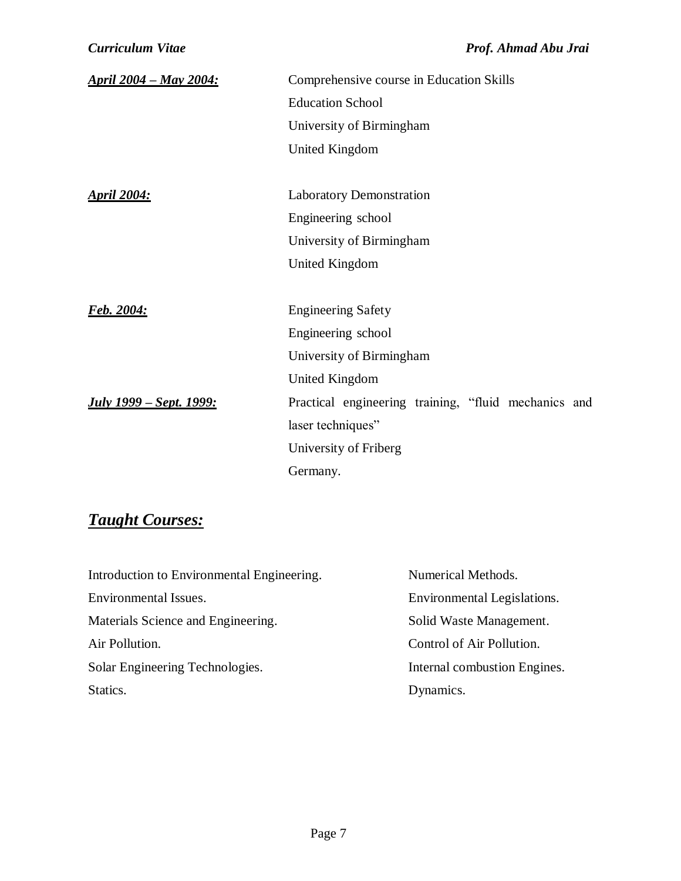***April 2004 – May 2004:***

Comprehensive course in Education Skills
Education School
University of Birmingham
United Kingdom

***April 2004:***

Laboratory Demonstration
Engineering school
University of Birmingham
United Kingdom

***Feb. 2004:***

Engineering Safety
Engineering school
University of Birmingham
United Kingdom

***July 1999 – Sept. 1999:***

Practical engineering training, "fluid mechanics and laser techniques"
University of Friberg
Germany.

## ***Taught Courses:***

Introduction to Environmental Engineering.
Environmental Issues.
Materials Science and Engineering.
Air Pollution.
Solar Engineering Technologies.
Statics.
Numerical Methods.
Environmental Legislations.
Solid Waste Management.
Control of Air Pollution.
Internal combustion Engines.
Dynamics.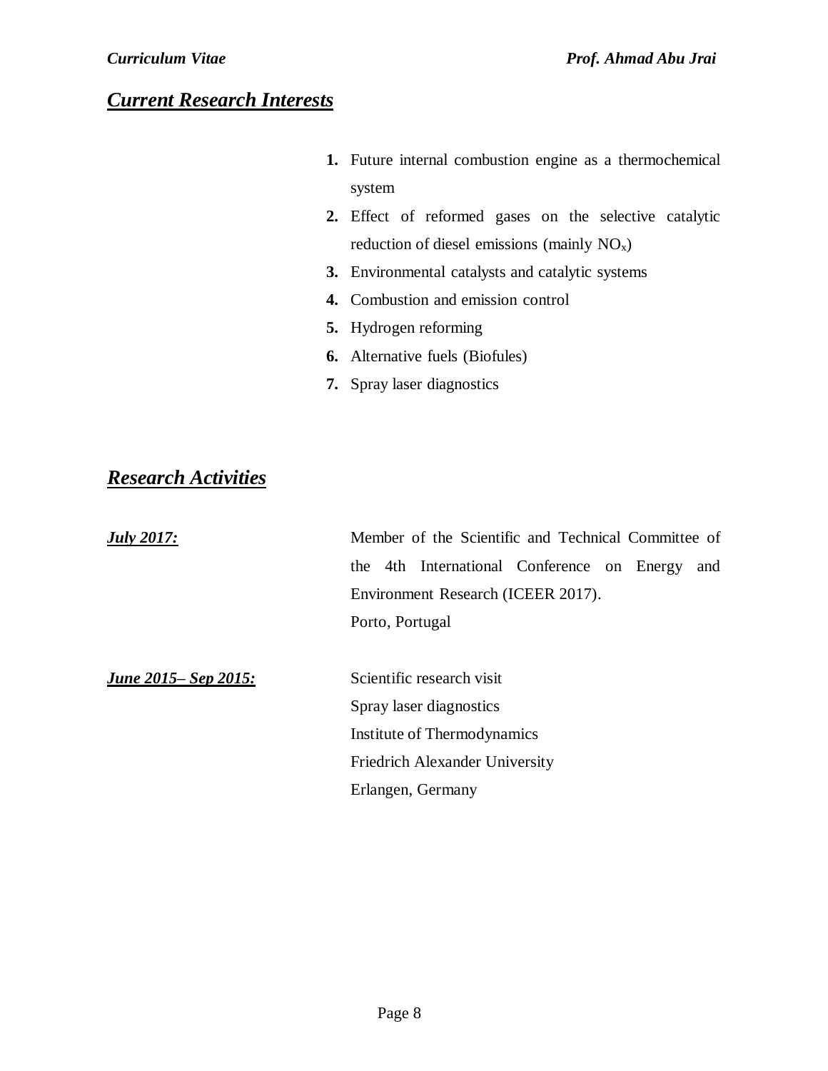## ***Current Research Interests***

1. Future internal combustion engine as a thermochemical system
2. Effect of reformed gases on the selective catalytic reduction of diesel emissions (mainly $NO_x$)
3. Environmental catalysts and catalytic systems
4. Combustion and emission control
5. Hydrogen reforming
6. Alternative fuels (Biofules)
7. Spray laser diagnostics

## ***Research Activities***

***July 2017:***

Member of the Scientific and Technical Committee of the 4th International Conference on Energy and Environment Research (ICEER 2017).
Porto, Portugal

***June 2015– Sep 2015:***

Scientific research visit
Spray laser diagnostics
Institute of Thermodynamics
Friedrich Alexander University
Erlangen, Germany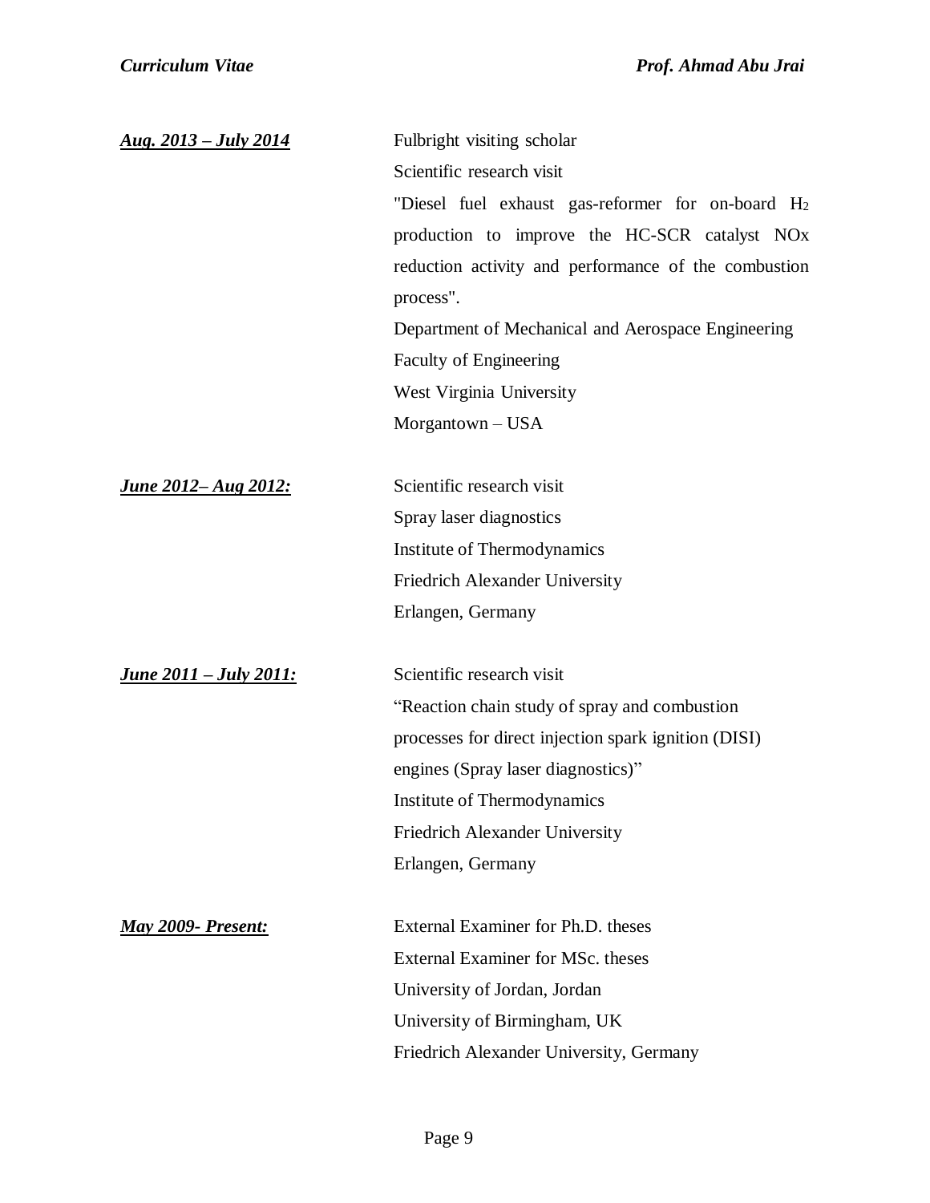***Aug. 2013 – July 2014***

Fulbright visiting scholar
Scientific research visit
"Diesel fuel exhaust gas-reformer for on-board $H_2$ production to improve the HC-SCR catalyst NOx reduction activity and performance of the combustion process".
Department of Mechanical and Aerospace Engineering
Faculty of Engineering
West Virginia University
Morgantown – USA

***June 2012– Aug 2012:***

Scientific research visit
Spray laser diagnostics
Institute of Thermodynamics
Friedrich Alexander University
Erlangen, Germany

***June 2011 – July 2011:***

Scientific research visit
“Reaction chain study of spray and combustion processes for direct injection spark ignition (DISI) engines (Spray laser diagnostics)”
Institute of Thermodynamics
Friedrich Alexander University
Erlangen, Germany

***May 2009- Present:***

External Examiner for Ph.D. theses
External Examiner for MSc. theses
University of Jordan, Jordan
University of Birmingham, UK
Friedrich Alexander University, Germany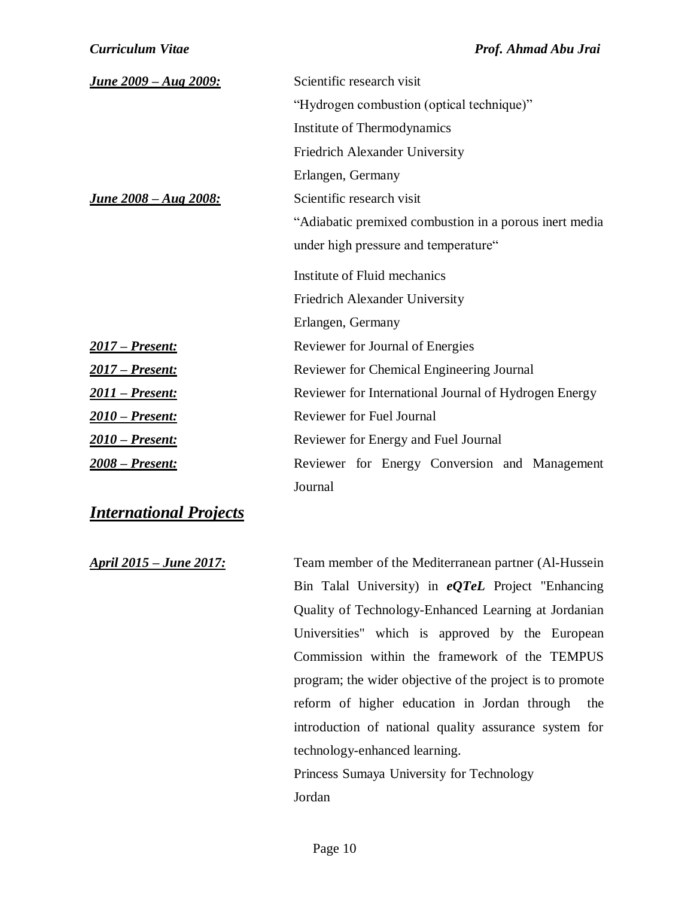***June 2009 – Aug 2009:*** Scientific research visit
"Hydrogen combustion (optical technique)"
Institute of Thermodynamics
Friedrich Alexander University
Erlangen, Germany

***June 2008 – Aug 2008:*** Scientific research visit
"Adiabatic premixed combustion in a porous inert media under high pressure and temperature"
Institute of Fluid mechanics
Friedrich Alexander University
Erlangen, Germany

***2017 – Present:*** Reviewer for Journal of Energies

***2017 – Present:*** Reviewer for Chemical Engineering Journal

***2011 – Present:*** Reviewer for International Journal of Hydrogen Energy

***2010 – Present:*** Reviewer for Fuel Journal

***2010 – Present:*** Reviewer for Energy and Fuel Journal

***2008 – Present:*** Reviewer for Energy Conversion and Management Journal

## ***International Projects***

***April 2015 – June 2017:*** Team member of the Mediterranean partner (Al-Hussein Bin Talal University) in ***eQTeL*** Project "Enhancing Quality of Technology-Enhanced Learning at Jordanian Universities" which is approved by the European Commission within the framework of the TEMPUS program; the wider objective of the project is to promote reform of higher education in Jordan through the introduction of national quality assurance system for technology-enhanced learning.
Princess Sumaya University for Technology
Jordan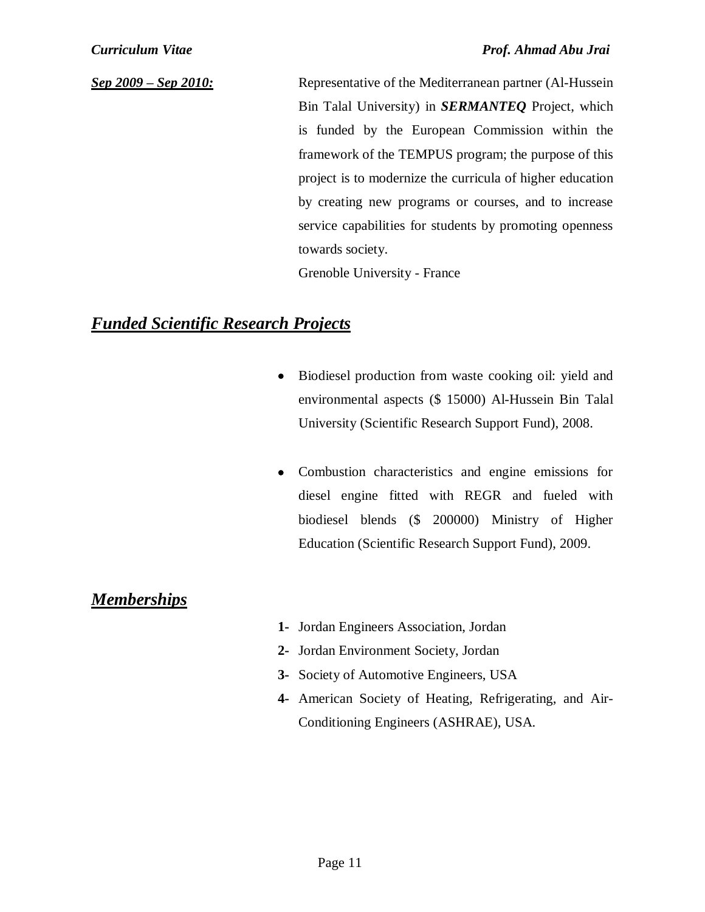***Sep 2009 – Sep 2010:*** Representative of the Mediterranean partner (Al-Hussein Bin Talal University) in ***SERMANTEQ*** Project, which is funded by the European Commission within the framework of the TEMPUS program; the purpose of this project is to modernize the curricula of higher education by creating new programs or courses, and to increase service capabilities for students by promoting openness towards society.
Grenoble University - France

## ***Funded Scientific Research Projects***

- Biodiesel production from waste cooking oil: yield and environmental aspects ($ 15000) Al-Hussein Bin Talal University (Scientific Research Support Fund), 2008.

- Combustion characteristics and engine emissions for diesel engine fitted with REGR and fueled with biodiesel blends ($ 200000) Ministry of Higher Education (Scientific Research Support Fund), 2009.

## ***Memberships***

1. Jordan Engineers Association, Jordan
2. Jordan Environment Society, Jordan
3. Society of Automotive Engineers, USA
4. American Society of Heating, Refrigerating, and Air-Conditioning Engineers (ASHRAE), USA.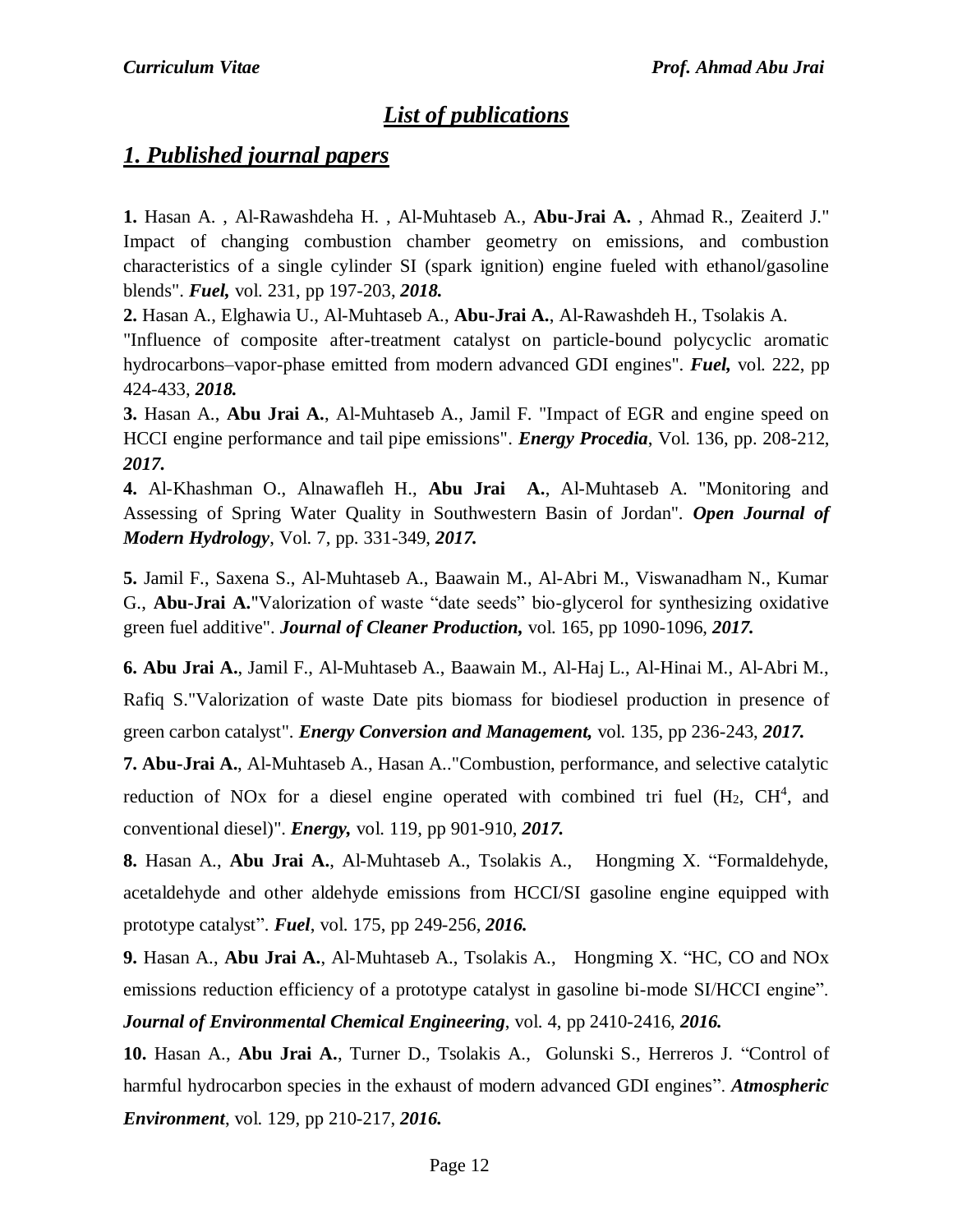# *List of publications*

## *1. Published journal papers*

**1.** Hasan A. , Al-Rawashdeha H. , Al-Muhtaseb A., **Abu-Jrai A.** , Ahmad R., Zeaiterd J." Impact of changing combustion chamber geometry on emissions, and combustion characteristics of a single cylinder SI (spark ignition) engine fueled with ethanol/gasoline blends". ***Fuel,*** vol. 231, pp 197-203, ***2018.***

**2.** Hasan A., Elghawia U., Al-Muhtaseb A., **Abu-Jrai A.**, Al-Rawashdeh H., Tsolakis A. "Influence of composite after-treatment catalyst on particle-bound polycyclic aromatic hydrocarbons–vapor-phase emitted from modern advanced GDI engines". ***Fuel,*** vol. 222, pp 424-433, ***2018.***

**3.** Hasan A., **Abu Jrai A.**, Al-Muhtaseb A., Jamil F. "Impact of EGR and engine speed on HCCI engine performance and tail pipe emissions". ***Energy Procedia***, Vol. 136, pp. 208-212, ***2017.***

**4.** Al-Khashman O., Alnawafleh H., **Abu Jrai A.**, Al-Muhtaseb A. "Monitoring and Assessing of Spring Water Quality in Southwestern Basin of Jordan". ***Open Journal of Modern Hydrology***, Vol. 7, pp. 331-349, ***2017.***

**5.** Jamil F., Saxena S., Al-Muhtaseb A., Baawain M., Al-Abri M., Viswanadham N., Kumar G., **Abu-Jrai A.**"Valorization of waste "date seeds" bio-glycerol for synthesizing oxidative green fuel additive". ***Journal of Cleaner Production,*** vol. 165, pp 1090-1096, ***2017.***

**6. Abu Jrai A.**, Jamil F., Al-Muhtaseb A., Baawain M., Al-Haj L., Al-Hinai M., Al-Abri M., Rafiq S."Valorization of waste Date pits biomass for biodiesel production in presence of green carbon catalyst". ***Energy Conversion and Management,*** vol. 135, pp 236-243, ***2017.***

**7. Abu-Jrai A.**, Al-Muhtaseb A., Hasan A.."Combustion, performance, and selective catalytic reduction of NOx for a diesel engine operated with combined tri fuel ($H_2$, $CH^4$, and conventional diesel)". ***Energy,*** vol. 119, pp 901-910, ***2017.***

**8.** Hasan A., **Abu Jrai A.**, Al-Muhtaseb A., Tsolakis A., Hongming X. "Formaldehyde, acetaldehyde and other aldehyde emissions from HCCI/SI gasoline engine equipped with prototype catalyst". ***Fuel***, vol. 175, pp 249-256, ***2016.***

**9.** Hasan A., **Abu Jrai A.**, Al-Muhtaseb A., Tsolakis A., Hongming X. "HC, CO and NOx emissions reduction efficiency of a prototype catalyst in gasoline bi-mode SI/HCCI engine". ***Journal of Environmental Chemical Engineering***, vol. 4, pp 2410-2416, ***2016.***

**10.** Hasan A., **Abu Jrai A.**, Turner D., Tsolakis A., Golunski S., Herreros J. "Control of harmful hydrocarbon species in the exhaust of modern advanced GDI engines". ***Atmospheric Environment***, vol. 129, pp 210-217, ***2016.***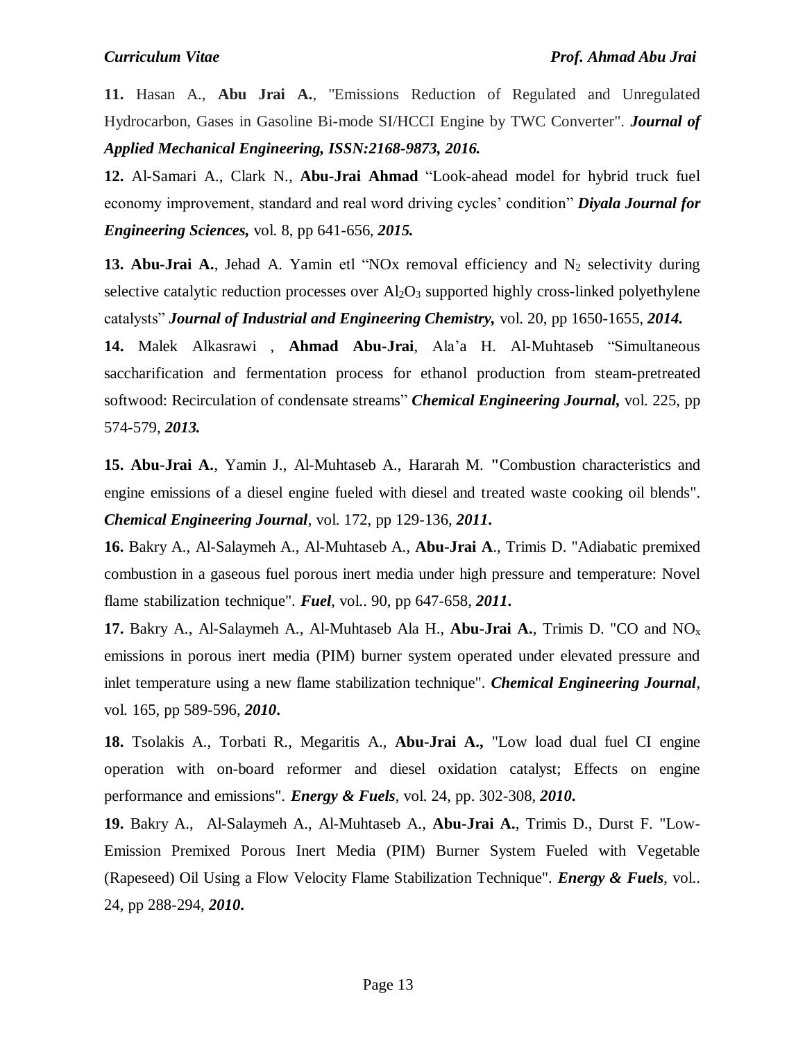**11.** Hasan A., **Abu Jrai A.**, "Emissions Reduction of Regulated and Unregulated Hydrocarbon, Gases in Gasoline Bi-mode SI/HCCI Engine by TWC Converter". ***Journal of Applied Mechanical Engineering, ISSN:2168-9873, 2016.***

**12.** Al-Samari A., Clark N., **Abu-Jrai Ahmad** "Look-ahead model for hybrid truck fuel economy improvement, standard and real word driving cycles' condition" ***Diyala Journal for Engineering Sciences,*** vol. 8, pp 641-656, ***2015.***

**13. Abu-Jrai A.**, Jehad A. Yamin etl "NOx removal efficiency and $N_2$ selectivity during selective catalytic reduction processes over $Al_2O_3$ supported highly cross-linked polyethylene catalysts" ***Journal of Industrial and Engineering Chemistry,*** vol. 20, pp 1650-1655, ***2014.***

**14.** Malek Alkasrawi , **Ahmad Abu-Jrai**, Ala'a H. Al-Muhtaseb "Simultaneous saccharification and fermentation process for ethanol production from steam-pretreated softwood: Recirculation of condensate streams" ***Chemical Engineering Journal,*** vol. 225, pp 574-579, ***2013.***

**15. Abu-Jrai A.**, Yamin J., Al-Muhtaseb A., Hararah M. **"**Combustion characteristics and engine emissions of a diesel engine fueled with diesel and treated waste cooking oil blends". ***Chemical Engineering Journal***, vol. 172, pp 129-136, ***2011.***

**16.** Bakry A., Al-Salaymeh A., Al-Muhtaseb A., **Abu-Jrai A**., Trimis D. "Adiabatic premixed combustion in a gaseous fuel porous inert media under high pressure and temperature: Novel flame stabilization technique". ***Fuel***, vol.. 90, pp 647-658, ***2011.***

**17.** Bakry A., Al-Salaymeh A., Al-Muhtaseb Ala H., **Abu-Jrai A.**, Trimis D. "CO and $NO_x$ emissions in porous inert media (PIM) burner system operated under elevated pressure and inlet temperature using a new flame stabilization technique". ***Chemical Engineering Journal***, vol. 165, pp 589-596, ***2010.***

**18.** Tsolakis A., Torbati R., Megaritis A., **Abu-Jrai A.,** "Low load dual fuel CI engine operation with on-board reformer and diesel oxidation catalyst; Effects on engine performance and emissions". ***Energy & Fuels***, vol. 24, pp. 302-308, ***2010.***

**19.** Bakry A., Al-Salaymeh A., Al-Muhtaseb A., **Abu-Jrai A.**, Trimis D., Durst F. "Low-Emission Premixed Porous Inert Media (PIM) Burner System Fueled with Vegetable (Rapeseed) Oil Using a Flow Velocity Flame Stabilization Technique". ***Energy & Fuels***, vol.. 24, pp 288-294, ***2010.***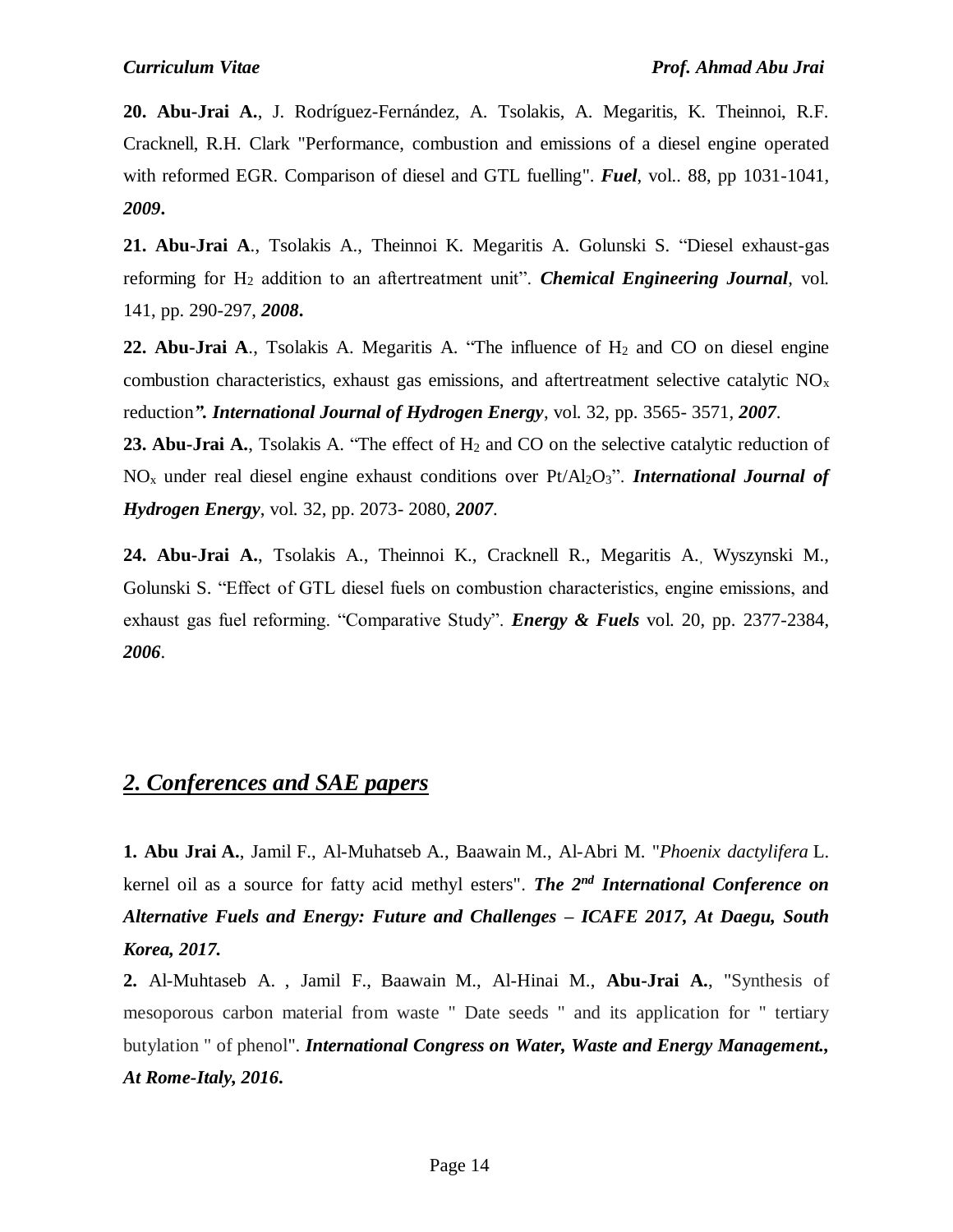**20. Abu-Jrai A.**, J. Rodríguez-Fernández, A. Tsolakis, A. Megaritis, K. Theinnoi, R.F. Cracknell, R.H. Clark "Performance, combustion and emissions of a diesel engine operated with reformed EGR. Comparison of diesel and GTL fuelling". ***Fuel***, vol.. 88, pp 1031-1041, ***2009***.

**21. Abu-Jrai A**., Tsolakis A., Theinnoi K. Megaritis A. Golunski S. "Diesel exhaust-gas reforming for $H_2$ addition to an aftertreatment unit". ***Chemical Engineering Journal***, vol. 141, pp. 290-297, ***2008***.

**22. Abu-Jrai A**., Tsolakis A. Megaritis A. "The influence of $H_2$ and CO on diesel engine combustion characteristics, exhaust gas emissions, and aftertreatment selective catalytic $NO_x$ reduction***". International Journal of Hydrogen Energy***, vol. 32, pp. 3565- 3571, ***2007***.

**23. Abu-Jrai A.**, Tsolakis A. "The effect of $H_2$ and CO on the selective catalytic reduction of $NO_x$ under real diesel engine exhaust conditions over $Pt/Al_2O_3$". ***International Journal of Hydrogen Energy***, vol. 32, pp. 2073- 2080, ***2007***.

**24. Abu-Jrai A.**, Tsolakis A., Theinnoi K., Cracknell R., Megaritis A., Wyszynski M., Golunski S. "Effect of GTL diesel fuels on combustion characteristics, engine emissions, and exhaust gas fuel reforming. "Comparative Study". ***Energy & Fuels*** vol. 20, pp. 2377-2384, ***2006***.

## *2. Conferences and SAE papers*

**1. Abu Jrai A.**, Jamil F., Al-Muhatseb A., Baawain M., Al-Abri M. "*Phoenix dactylifera* L. kernel oil as a source for fatty acid methyl esters". ***The 2nd International Conference on Alternative Fuels and Energy: Future and Challenges – ICAFE 2017, At Daegu, South Korea, 2017.***

**2.** Al-Muhtaseb A. , Jamil F., Baawain M., Al-Hinai M., **Abu-Jrai A.**, "Synthesis of mesoporous carbon material from waste " Date seeds " and its application for " tertiary butylation " of phenol". ***International Congress on Water, Waste and Energy Management., At Rome-Italy, 2016.***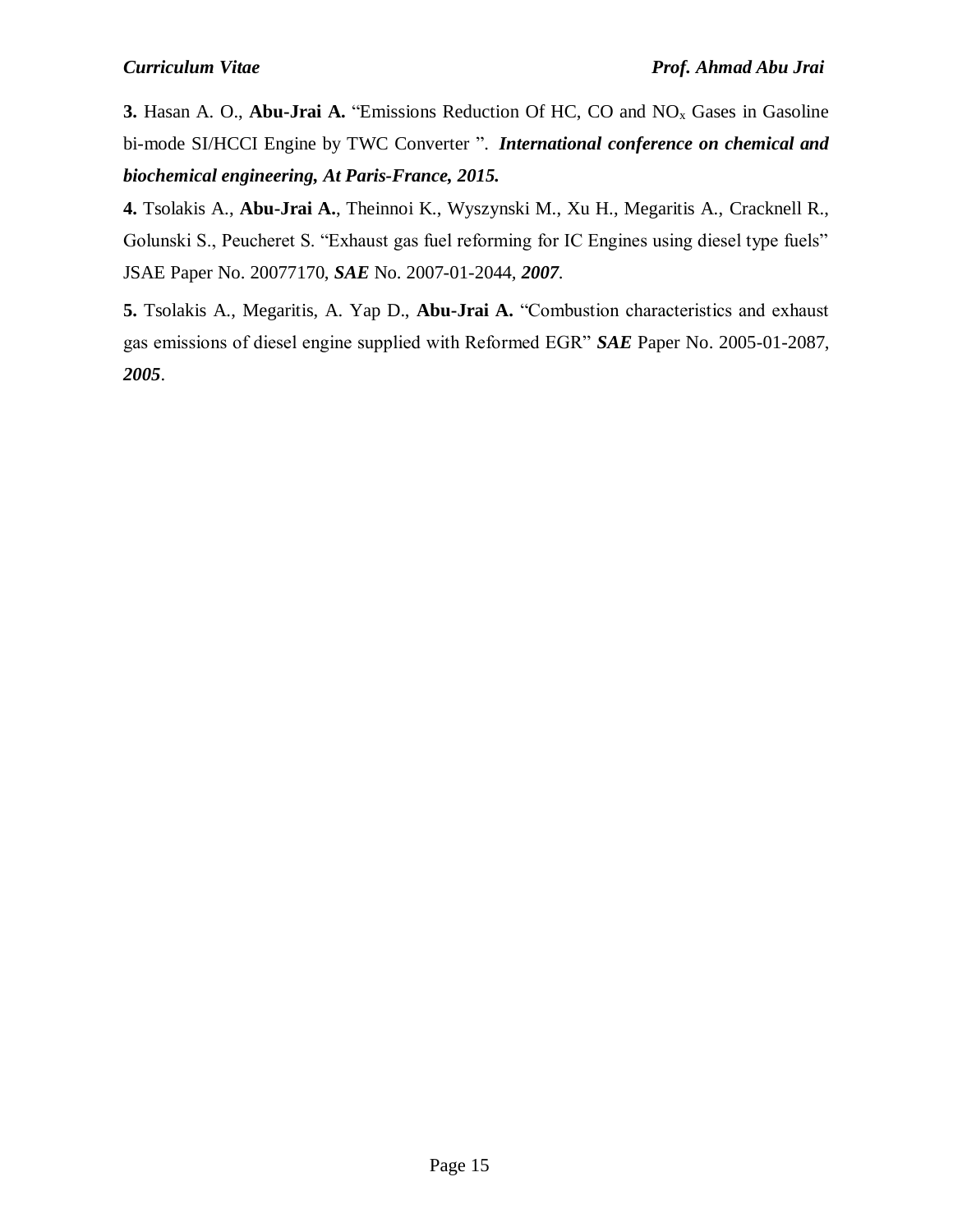**3.** Hasan A. O., **Abu-Jrai A.** “Emissions Reduction Of HC, CO and $NO_x$ Gases in Gasoline bi-mode SI/HCCI Engine by TWC Converter ”. ***International conference on chemical and biochemical engineering, At Paris-France, 2015.***

**4.** Tsolakis A., **Abu-Jrai A.**, Theinnoi K., Wyszynski M., Xu H., Megaritis A., Cracknell R., Golunski S., Peucheret S. “Exhaust gas fuel reforming for IC Engines using diesel type fuels” JSAE Paper No. 20077170, ***SAE*** No. 2007-01-2044, ***2007***.

**5.** Tsolakis A., Megaritis, A. Yap D., **Abu-Jrai A.** “Combustion characteristics and exhaust gas emissions of diesel engine supplied with Reformed EGR” ***SAE*** Paper No. 2005-01-2087, ***2005***.